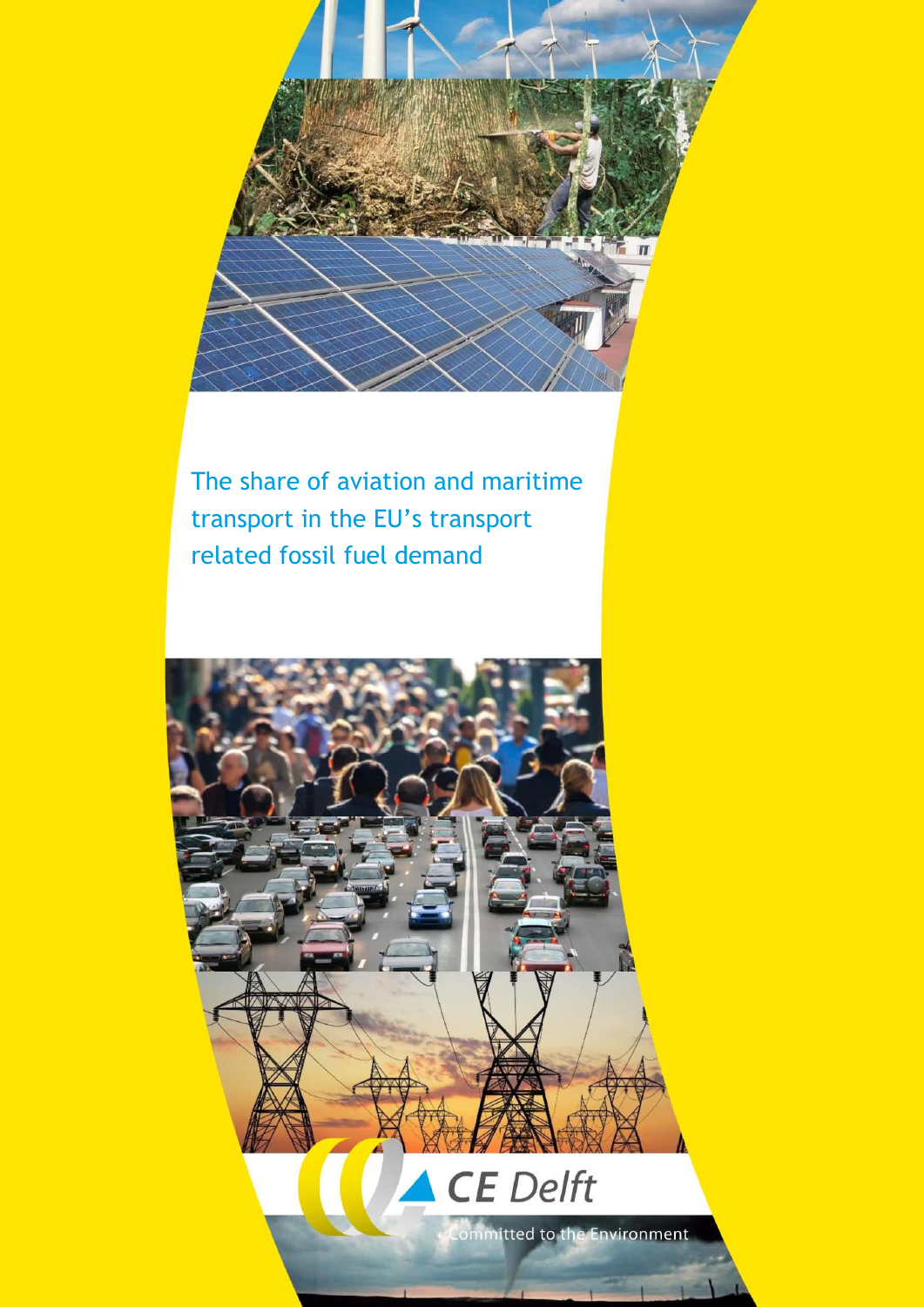# The share of aviation and maritime transport in the EU's transport related fossil fuel demand

CE Delft

Committed to the Environment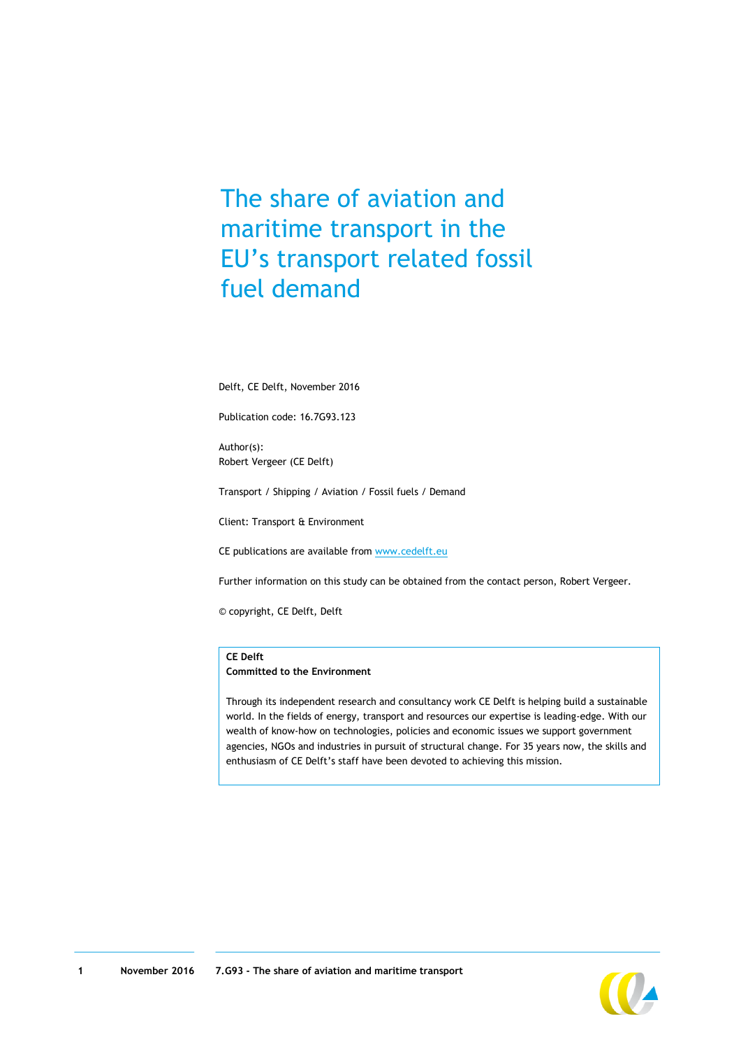# The share of aviation and maritime transport in the EU's transport related fossil fuel demand

Delft, CE Delft, November 2016

Publication code: 16.7G93.123

Author(s):
Robert Vergeer (CE Delft)

Transport / Shipping / Aviation / Fossil fuels / Demand

Client: Transport & Environment

CE publications are available from www.cedelft.eu

Further information on this study can be obtained from the contact person, Robert Vergeer.

© copyright, CE Delft, Delft

**CE Delft**
**Committed to the Environment**

Through its independent research and consultancy work CE Delft is helping build a sustainable world. In the fields of energy, transport and resources our expertise is leading-edge. With our wealth of know-how on technologies, policies and economic issues we support government agencies, NGOs and industries in pursuit of structural change. For 35 years now, the skills and enthusiasm of CE Delft's staff have been devoted to achieving this mission.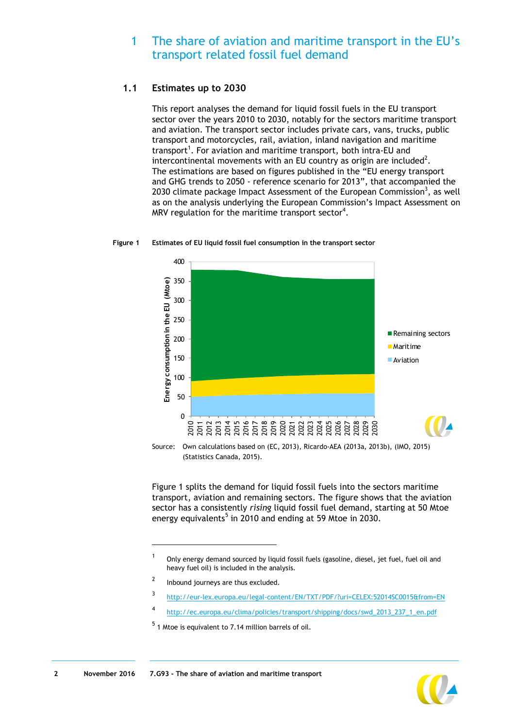# 1 The share of aviation and maritime transport in the EU's transport related fossil fuel demand

## 1.1 Estimates up to 2030

This report analyses the demand for liquid fossil fuels in the EU transport sector over the years 2010 to 2030, notably for the sectors maritime transport and aviation. The transport sector includes private cars, vans, trucks, public transport and motorcycles, rail, aviation, inland navigation and maritime transport[1]. For aviation and maritime transport, both intra-EU and intercontinental movements with an EU country as origin are included[2]. The estimations are based on figures published in the "EU energy transport and GHG trends to 2050 - reference scenario for 2013", that accompanied the 2030 climate package Impact Assessment of the European Commission[3], as well as on the analysis underlying the European Commission's Impact Assessment on MRV regulation for the maritime transport sector[4].

**Figure 1 Estimates of EU liquid fossil fuel consumption in the transport sector**

Source: Own calculations based on (EC, 2013), Ricardo-AEA (2013a, 2013b), (IMO, 2015) (Statistics Canada, 2015).

Figure 1 splits the demand for liquid fossil fuels into the sectors maritime transport, aviation and remaining sectors. The figure shows that the aviation sector has a consistently *rising* liquid fossil fuel demand, starting at 50 Mtoe energy equivalents[5] in 2010 and ending at 59 Mtoe in 2030.

---

[1] Only energy demand sourced by liquid fossil fuels (gasoline, diesel, jet fuel, fuel oil and heavy fuel oil) is included in the analysis.

[2] Inbound journeys are thus excluded.

[3] http://eur-lex.europa.eu/legal-content/EN/TXT/PDF/?uri=CELEX:52014SC0015&from=EN

[4] http://ec.europa.eu/clima/policies/transport/shipping/docs/swd_2013_237_1_en.pdf

[5] 1 Mtoe is equivalent to 7.14 million barrels of oil.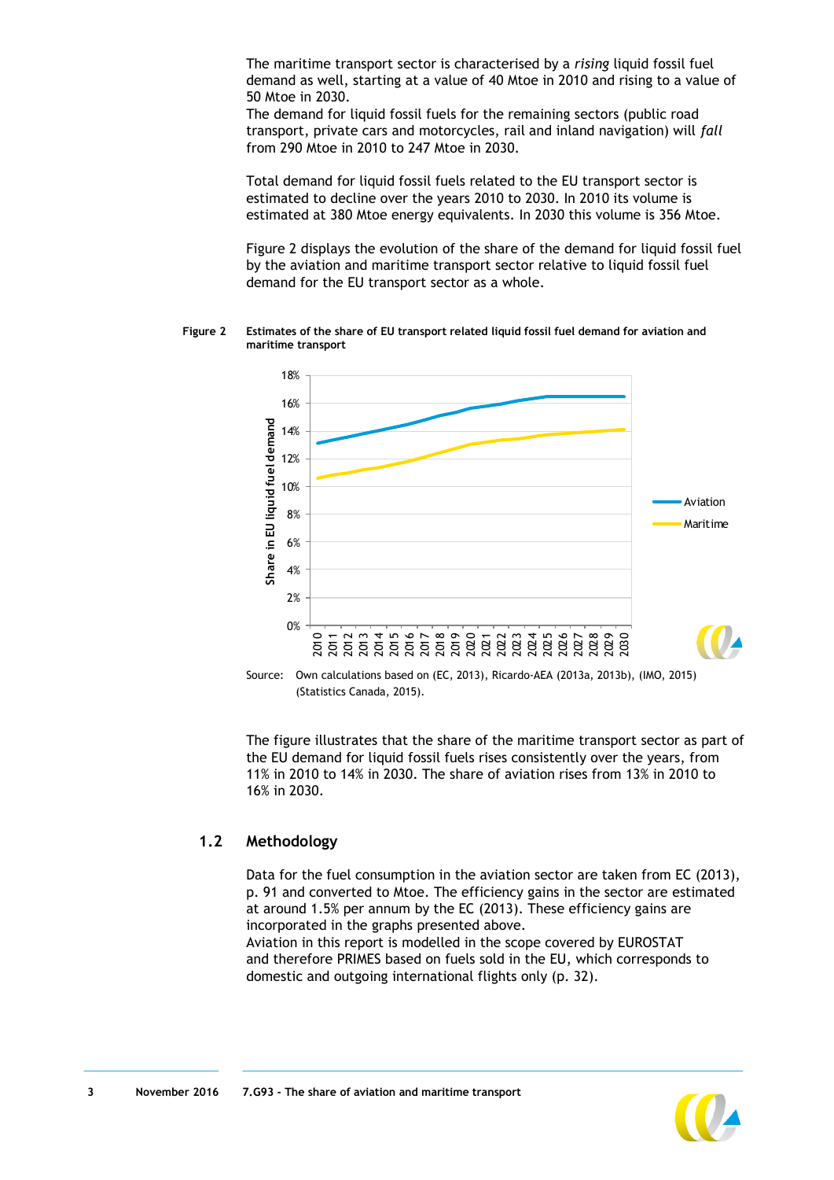The maritime transport sector is characterised by a *rising* liquid fossil fuel demand as well, starting at a value of 40 Mtoe in 2010 and rising to a value of 50 Mtoe in 2030.
The demand for liquid fossil fuels for the remaining sectors (public road transport, private cars and motorcycles, rail and inland navigation) will *fall* from 290 Mtoe in 2010 to 247 Mtoe in 2030.

Total demand for liquid fossil fuels related to the EU transport sector is estimated to decline over the years 2010 to 2030. In 2010 its volume is estimated at 380 Mtoe energy equivalents. In 2030 this volume is 356 Mtoe.

Figure 2 displays the evolution of the share of the demand for liquid fossil fuel by the aviation and maritime transport sector relative to liquid fossil fuel demand for the EU transport sector as a whole.

**Figure 2 Estimates of the share of EU transport related liquid fossil fuel demand for aviation and maritime transport**

Source: Own calculations based on (EC, 2013), Ricardo-AEA (2013a, 2013b), (IMO, 2015) (Statistics Canada, 2015).

The figure illustrates that the share of the maritime transport sector as part of the EU demand for liquid fossil fuels rises consistently over the years, from 11% in 2010 to 14% in 2030. The share of aviation rises from 13% in 2010 to 16% in 2030.

## 1.2 Methodology

Data for the fuel consumption in the aviation sector are taken from EC (2013), p. 91 and converted to Mtoe. The efficiency gains in the sector are estimated at around 1.5% per annum by the EC (2013). These efficiency gains are incorporated in the graphs presented above.
Aviation in this report is modelled in the scope covered by EUROSTAT and therefore PRIMES based on fuels sold in the EU, which corresponds to domestic and outgoing international flights only (p. 32).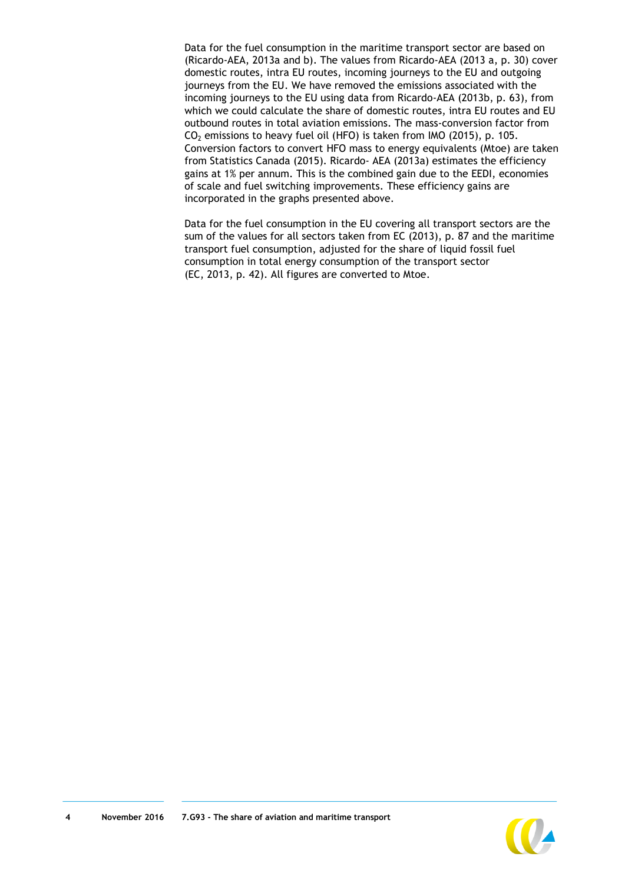Data for the fuel consumption in the maritime transport sector are based on (Ricardo-AEA, 2013a and b). The values from Ricardo-AEA (2013 a, p. 30) cover domestic routes, intra EU routes, incoming journeys to the EU and outgoing journeys from the EU. We have removed the emissions associated with the incoming journeys to the EU using data from Ricardo-AEA (2013b, p. 63), from which we could calculate the share of domestic routes, intra EU routes and EU outbound routes in total aviation emissions. The mass-conversion factor from $CO_2$ emissions to heavy fuel oil (HFO) is taken from IMO (2015), p. 105. Conversion factors to convert HFO mass to energy equivalents (Mtoe) are taken from Statistics Canada (2015). Ricardo- AEA (2013a) estimates the efficiency gains at 1% per annum. This is the combined gain due to the EEDI, economies of scale and fuel switching improvements. These efficiency gains are incorporated in the graphs presented above.

Data for the fuel consumption in the EU covering all transport sectors are the sum of the values for all sectors taken from EC (2013), p. 87 and the maritime transport fuel consumption, adjusted for the share of liquid fossil fuel consumption in total energy consumption of the transport sector (EC, 2013, p. 42). All figures are converted to Mtoe.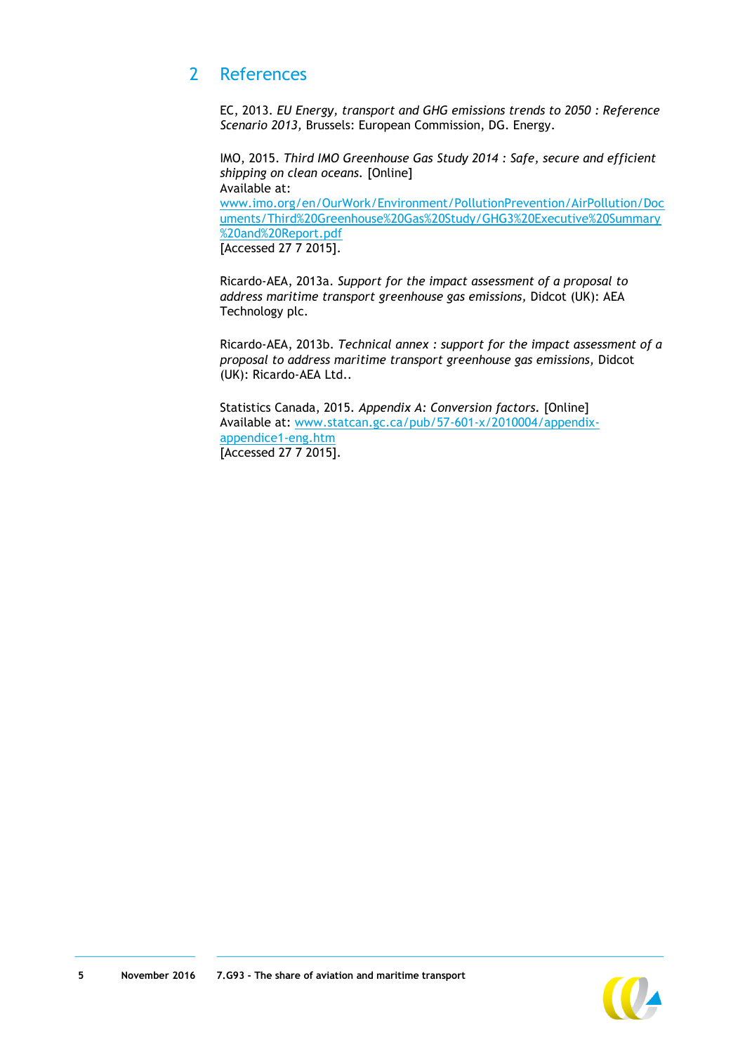## 2 References

EC, 2013. *EU Energy, transport and GHG emissions trends to 2050 : Reference Scenario 2013,* Brussels: European Commission, DG. Energy.

IMO, 2015. *Third IMO Greenhouse Gas Study 2014 : Safe, secure and efficient shipping on clean oceans.* [Online]
Available at:
[www.imo.org/en/OurWork/Environment/PollutionPrevention/AirPollution/Documents/Third%20Greenhouse%20Gas%20Study/GHG3%20Executive%20Summary%20and%20Report.pdf](www.imo.org/en/OurWork/Environment/PollutionPrevention/AirPollution/Documents/Third%20Greenhouse%20Gas%20Study/GHG3%20Executive%20Summary%20and%20Report.pdf)
[Accessed 27 7 2015].

Ricardo-AEA, 2013a. *Support for the impact assessment of a proposal to address maritime transport greenhouse gas emissions,* Didcot (UK): AEA Technology plc.

Ricardo-AEA, 2013b. *Technical annex : support for the impact assessment of a proposal to address maritime transport greenhouse gas emissions,* Didcot (UK): Ricardo-AEA Ltd..

Statistics Canada, 2015. *Appendix A: Conversion factors.* [Online]
Available at: [www.statcan.gc.ca/pub/57-601-x/2010004/appendix-appendice1-eng.htm](www.statcan.gc.ca/pub/57-601-x/2010004/appendix-appendice1-eng.htm)
[Accessed 27 7 2015].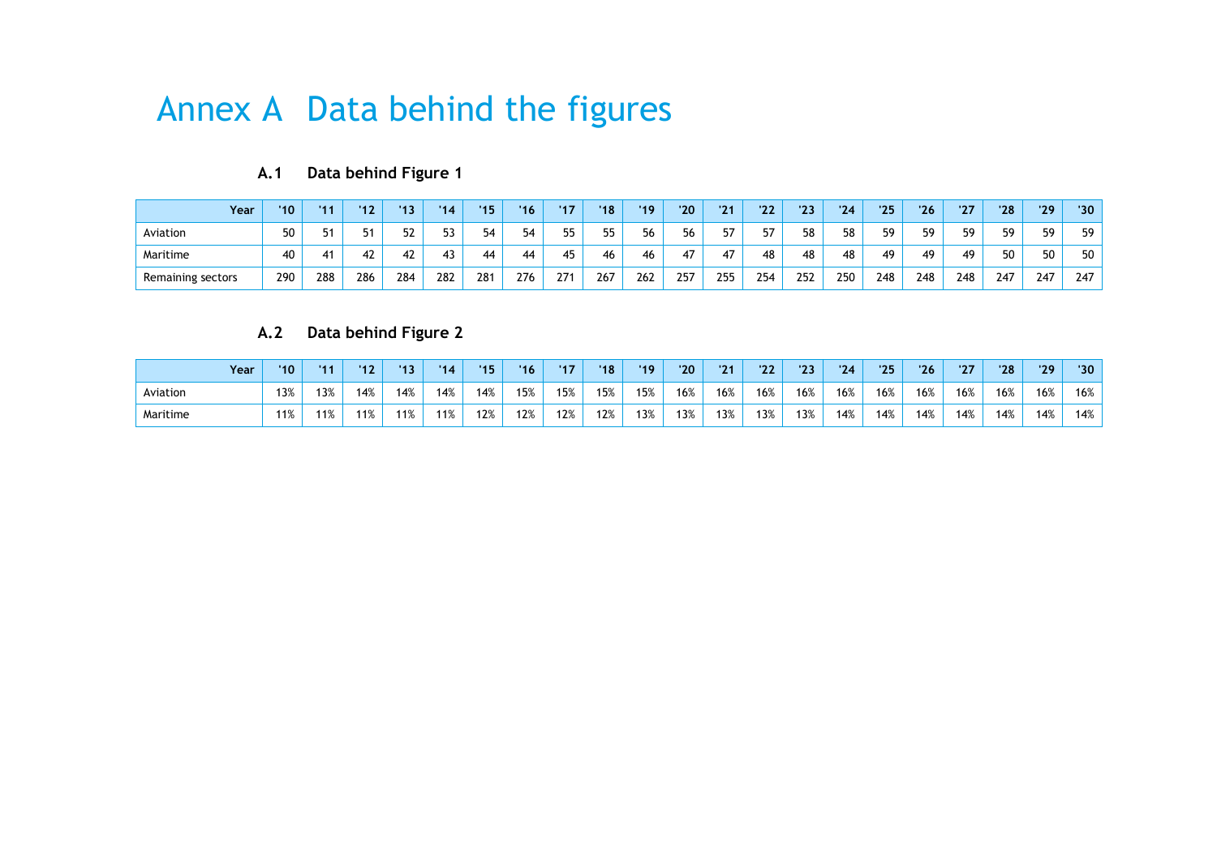# Annex A Data behind the figures

## A.1 Data behind Figure 1

| Year | '10 | '11 | '12 | '13 | '14 | '15 | '16 | '17 | '18 | '19 | '20 | '21 | '22 | '23 | '24 | '25 | '26 | '27 | '28 | '29 | '30 |
|---|---|---|---|---|---|---|---|---|---|---|---|---|---|---|---|---|---|---|---|---|---|
| Aviation | 50 | 51 | 51 | 52 | 53 | 54 | 54 | 55 | 55 | 56 | 56 | 57 | 57 | 58 | 58 | 59 | 59 | 59 | 59 | 59 | 59 |
| Maritime | 40 | 41 | 42 | 42 | 43 | 44 | 44 | 45 | 46 | 46 | 47 | 47 | 48 | 48 | 48 | 49 | 49 | 49 | 50 | 50 | 50 |
| Remaining sectors | 290 | 288 | 286 | 284 | 282 | 281 | 276 | 271 | 267 | 262 | 257 | 255 | 254 | 252 | 250 | 248 | 248 | 248 | 247 | 247 | 247 |

## A.2 Data behind Figure 2

| Year | '10 | '11 | '12 | '13 | '14 | '15 | '16 | '17 | '18 | '19 | '20 | '21 | '22 | '23 | '24 | '25 | '26 | '27 | '28 | '29 | '30 |
|---|---|---|---|---|---|---|---|---|---|---|---|---|---|---|---|---|---|---|---|---|---|
| Aviation | 13% | 13% | 14% | 14% | 14% | 14% | 15% | 15% | 15% | 15% | 16% | 16% | 16% | 16% | 16% | 16% | 16% | 16% | 16% | 16% | 16% |
| Maritime | 11% | 11% | 11% | 11% | 11% | 12% | 12% | 12% | 12% | 13% | 13% | 13% | 13% | 13% | 14% | 14% | 14% | 14% | 14% | 14% | 14% |